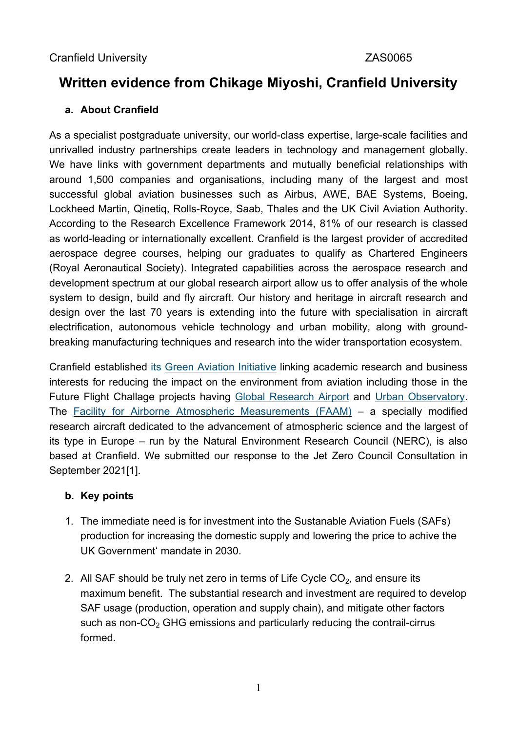Cranfield University ZAS0065

# Written evidence from Chikage Miyoshi, Cranfield University

## a. About Cranfield

As a specialist postgraduate university, our world-class expertise, large-scale facilities and unrivalled industry partnerships create leaders in technology and management globally. We have links with government departments and mutually beneficial relationships with around 1,500 companies and organisations, including many of the largest and most successful global aviation businesses such as Airbus, AWE, BAE Systems, Boeing, Lockheed Martin, Qinetiq, Rolls-Royce, Saab, Thales and the UK Civil Aviation Authority. According to the Research Excellence Framework 2014, 81% of our research is classed as world-leading or internationally excellent. Cranfield is the largest provider of accredited aerospace degree courses, helping our graduates to qualify as Chartered Engineers (Royal Aeronautical Society). Integrated capabilities across the aerospace research and development spectrum at our global research airport allow us to offer analysis of the whole system to design, build and fly aircraft. Our history and heritage in aircraft research and design over the last 70 years is extending into the future with specialisation in aircraft electrification, autonomous vehicle technology and urban mobility, along with ground-breaking manufacturing techniques and research into the wider transportation ecosystem.

Cranfield established its Green Aviation Initiative linking academic research and business interests for reducing the impact on the environment from aviation including those in the Future Flight Challage projects having Global Research Airport and Urban Observatory. The Facility for Airborne Atmospheric Measurements (FAAM) – a specially modified research aircraft dedicated to the advancement of atmospheric science and the largest of its type in Europe – run by the Natural Environment Research Council (NERC), is also based at Cranfield. We submitted our response to the Jet Zero Council Consultation in September 2021[1].

## b. Key points

1. The immediate need is for investment into the Sustanable Aviation Fuels (SAFs) production for increasing the domestic supply and lowering the price to achive the UK Government' mandate in 2030.

2. All SAF should be truly net zero in terms of Life Cycle $CO_2$, and ensure its maximum benefit. The substantial research and investment are required to develop SAF usage (production, operation and supply chain), and mitigate other factors such as non-$CO_2$ GHG emissions and particularly reducing the contrail-cirrus formed.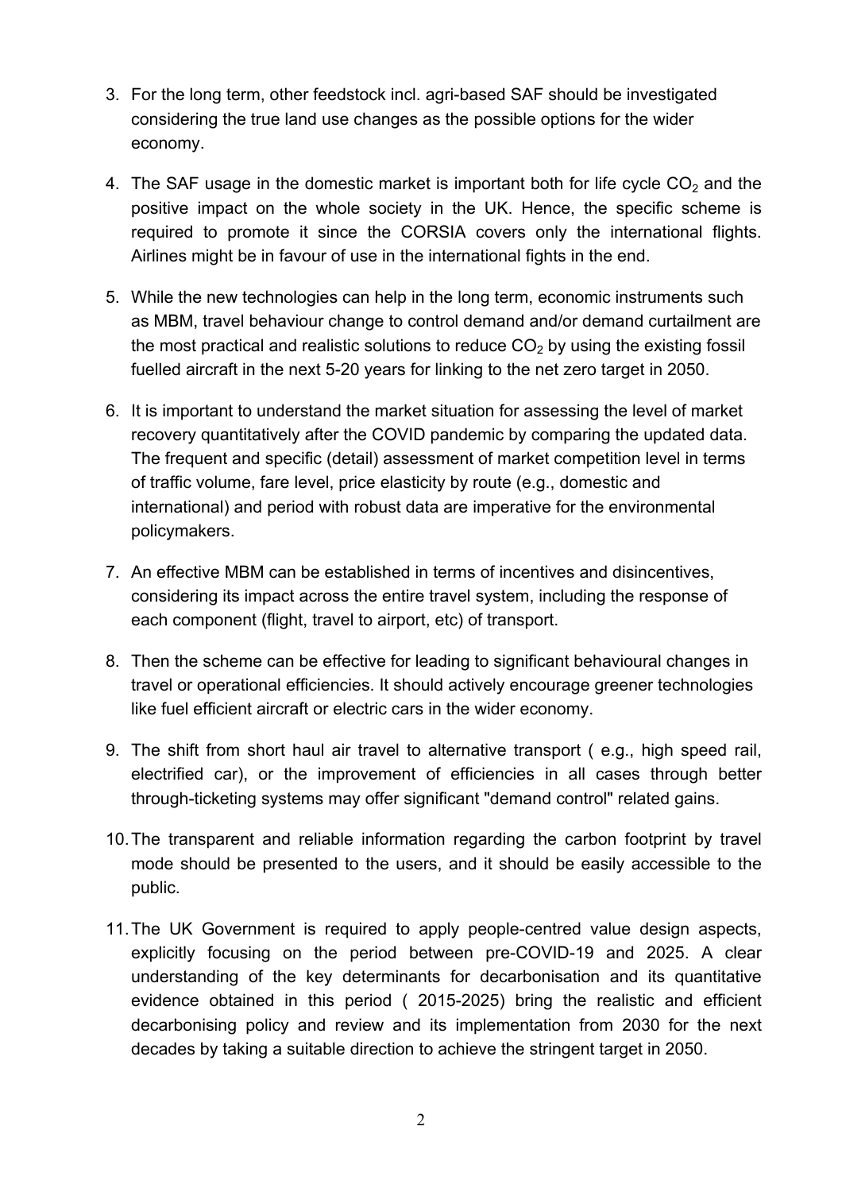3. For the long term, other feedstock incl. agri-based SAF should be investigated considering the true land use changes as the possible options for the wider economy.

4. The SAF usage in the domestic market is important both for life cycle $CO_2$ and the positive impact on the whole society in the UK. Hence, the specific scheme is required to promote it since the CORSIA covers only the international flights. Airlines might be in favour of use in the international fights in the end.

5. While the new technologies can help in the long term, economic instruments such as MBM, travel behaviour change to control demand and/or demand curtailment are the most practical and realistic solutions to reduce $CO_2$ by using the existing fossil fuelled aircraft in the next 5-20 years for linking to the net zero target in 2050.

6. It is important to understand the market situation for assessing the level of market recovery quantitatively after the COVID pandemic by comparing the updated data. The frequent and specific (detail) assessment of market competition level in terms of traffic volume, fare level, price elasticity by route (e.g., domestic and international) and period with robust data are imperative for the environmental policymakers.

7. An effective MBM can be established in terms of incentives and disincentives, considering its impact across the entire travel system, including the response of each component (flight, travel to airport, etc) of transport.

8. Then the scheme can be effective for leading to significant behavioural changes in travel or operational efficiencies. It should actively encourage greener technologies like fuel efficient aircraft or electric cars in the wider economy.

9. The shift from short haul air travel to alternative transport ( e.g., high speed rail, electrified car), or the improvement of efficiencies in all cases through better through-ticketing systems may offer significant "demand control" related gains.

10. The transparent and reliable information regarding the carbon footprint by travel mode should be presented to the users, and it should be easily accessible to the public.

11. The UK Government is required to apply people-centred value design aspects, explicitly focusing on the period between pre-COVID-19 and 2025. A clear understanding of the key determinants for decarbonisation and its quantitative evidence obtained in this period ( 2015-2025) bring the realistic and efficient decarbonising policy and review and its implementation from 2030 for the next decades by taking a suitable direction to achieve the stringent target in 2050.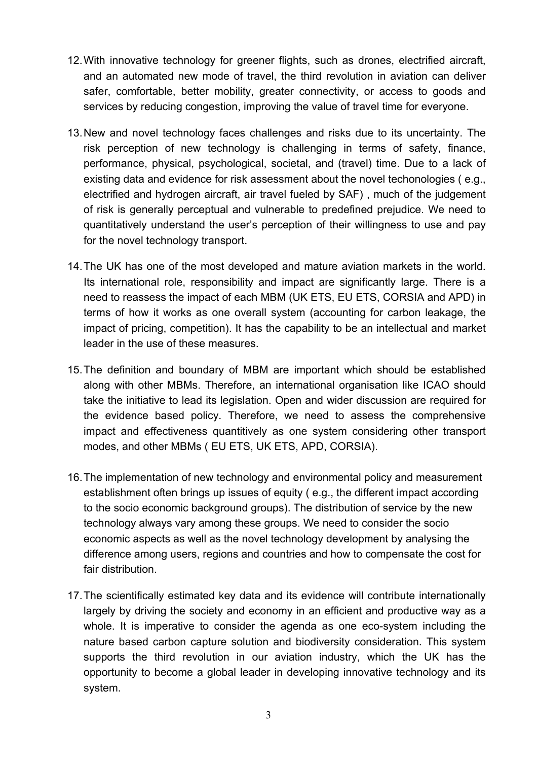12. With innovative technology for greener flights, such as drones, electrified aircraft, and an automated new mode of travel, the third revolution in aviation can deliver safer, comfortable, better mobility, greater connectivity, or access to goods and services by reducing congestion, improving the value of travel time for everyone.

13. New and novel technology faces challenges and risks due to its uncertainty. The risk perception of new technology is challenging in terms of safety, finance, performance, physical, psychological, societal, and (travel) time. Due to a lack of existing data and evidence for risk assessment about the novel techonologies ( e.g., electrified and hydrogen aircraft, air travel fueled by SAF) , much of the judgement of risk is generally perceptual and vulnerable to predefined prejudice. We need to quantitatively understand the user's perception of their willingness to use and pay for the novel technology transport.

14. The UK has one of the most developed and mature aviation markets in the world. Its international role, responsibility and impact are significantly large. There is a need to reassess the impact of each MBM (UK ETS, EU ETS, CORSIA and APD) in terms of how it works as one overall system (accounting for carbon leakage, the impact of pricing, competition). It has the capability to be an intellectual and market leader in the use of these measures.

15. The definition and boundary of MBM are important which should be established along with other MBMs. Therefore, an international organisation like ICAO should take the initiative to lead its legislation. Open and wider discussion are required for the evidence based policy. Therefore, we need to assess the comprehensive impact and effectiveness quantitively as one system considering other transport modes, and other MBMs ( EU ETS, UK ETS, APD, CORSIA).

16. The implementation of new technology and environmental policy and measurement establishment often brings up issues of equity ( e.g., the different impact according to the socio economic background groups). The distribution of service by the new technology always vary among these groups. We need to consider the socio economic aspects as well as the novel technology development by analysing the difference among users, regions and countries and how to compensate the cost for fair distribution.

17. The scientifically estimated key data and its evidence will contribute internationally largely by driving the society and economy in an efficient and productive way as a whole. It is imperative to consider the agenda as one eco-system including the nature based carbon capture solution and biodiversity consideration. This system supports the third revolution in our aviation industry, which the UK has the opportunity to become a global leader in developing innovative technology and its system.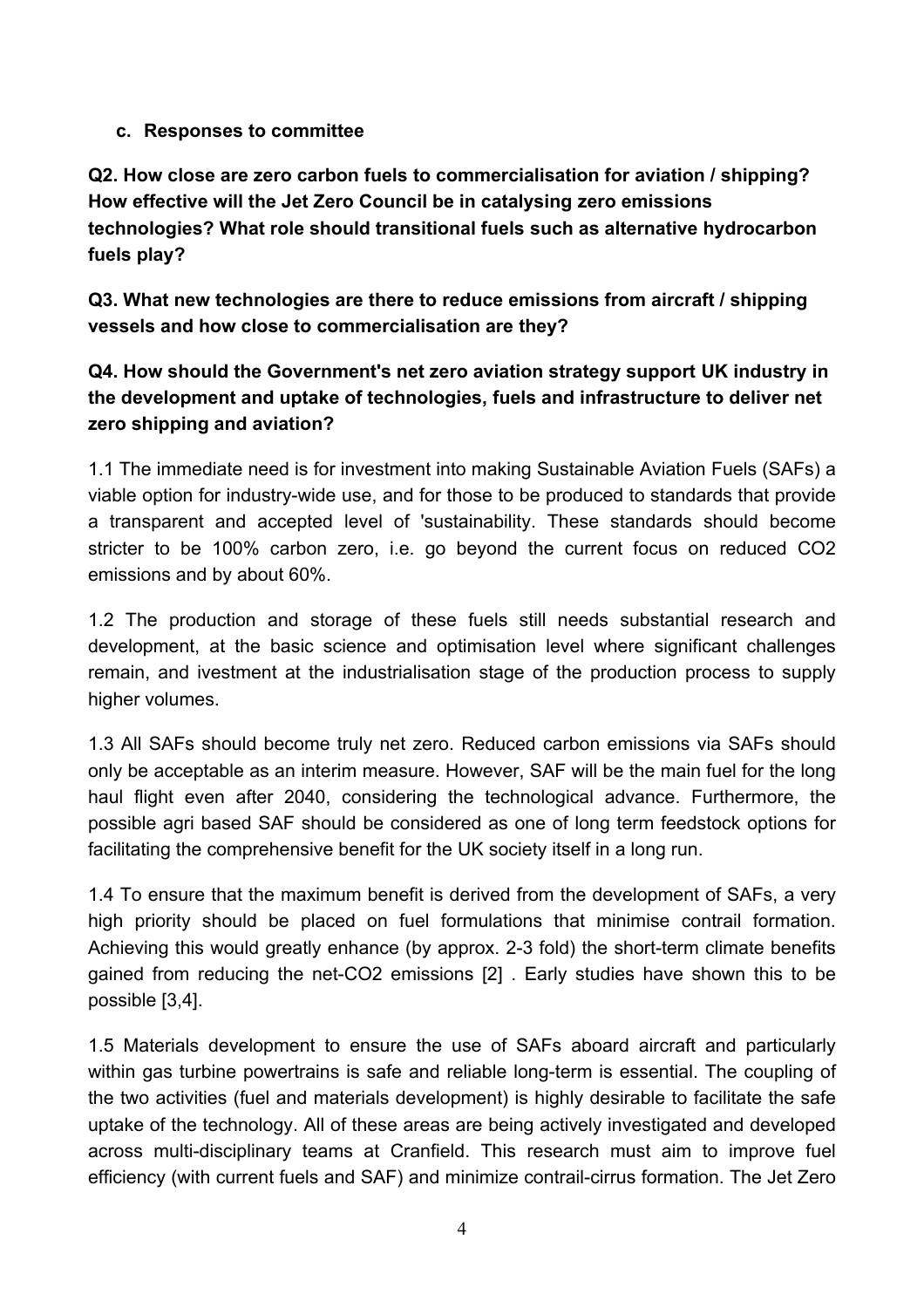**c. Responses to committee**

**Q2. How close are zero carbon fuels to commercialisation for aviation / shipping? How effective will the Jet Zero Council be in catalysing zero emissions technologies? What role should transitional fuels such as alternative hydrocarbon fuels play?**

**Q3. What new technologies are there to reduce emissions from aircraft / shipping vessels and how close to commercialisation are they?**

**Q4. How should the Government's net zero aviation strategy support UK industry in the development and uptake of technologies, fuels and infrastructure to deliver net zero shipping and aviation?**

1.1 The immediate need is for investment into making Sustainable Aviation Fuels (SAFs) a viable option for industry-wide use, and for those to be produced to standards that provide a transparent and accepted level of 'sustainability. These standards should become stricter to be 100% carbon zero, i.e. go beyond the current focus on reduced $CO_2$ emissions and by about 60%.

1.2 The production and storage of these fuels still needs substantial research and development, at the basic science and optimisation level where significant challenges remain, and ivestment at the industrialisation stage of the production process to supply higher volumes.

1.3 All SAFs should become truly net zero. Reduced carbon emissions via SAFs should only be acceptable as an interim measure. However, SAF will be the main fuel for the long haul flight even after 2040, considering the technological advance. Furthermore, the possible agri based SAF should be considered as one of long term feedstock options for facilitating the comprehensive benefit for the UK society itself in a long run.

1.4 To ensure that the maximum benefit is derived from the development of SAFs, a very high priority should be placed on fuel formulations that minimise contrail formation. Achieving this would greatly enhance (by approx. 2-3 fold) the short-term climate benefits gained from reducing the net-$CO_2$ emissions [2] . Early studies have shown this to be possible [3,4].

1.5 Materials development to ensure the use of SAFs aboard aircraft and particularly within gas turbine powertrains is safe and reliable long-term is essential. The coupling of the two activities (fuel and materials development) is highly desirable to facilitate the safe uptake of the technology. All of these areas are being actively investigated and developed across multi-disciplinary teams at Cranfield. This research must aim to improve fuel efficiency (with current fuels and SAF) and minimize contrail-cirrus formation. The Jet Zero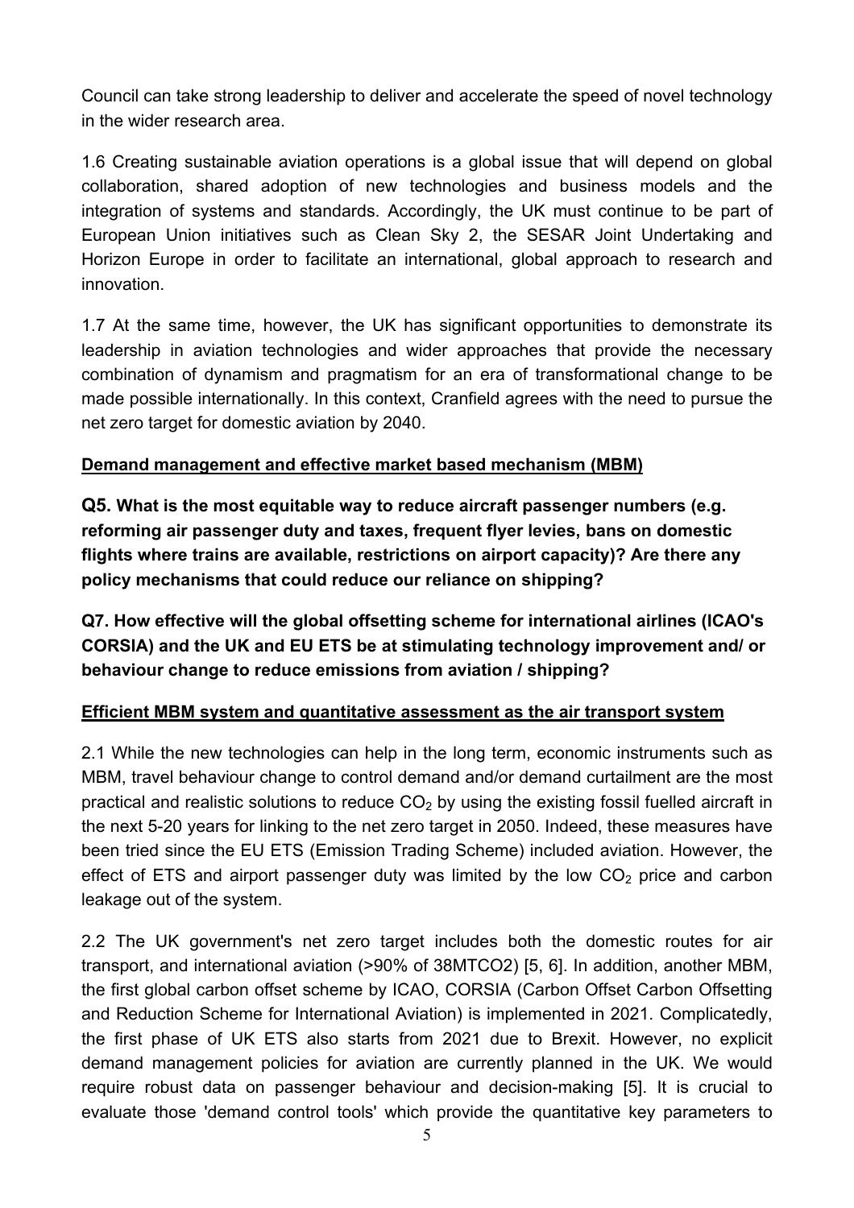Council can take strong leadership to deliver and accelerate the speed of novel technology in the wider research area.

1.6 Creating sustainable aviation operations is a global issue that will depend on global collaboration, shared adoption of new technologies and business models and the integration of systems and standards. Accordingly, the UK must continue to be part of European Union initiatives such as Clean Sky 2, the SESAR Joint Undertaking and Horizon Europe in order to facilitate an international, global approach to research and innovation.

1.7 At the same time, however, the UK has significant opportunities to demonstrate its leadership in aviation technologies and wider approaches that provide the necessary combination of dynamism and pragmatism for an era of transformational change to be made possible internationally. In this context, Cranfield agrees with the need to pursue the net zero target for domestic aviation by 2040.

**Demand management and effective market based mechanism (MBM)**

**Q5. What is the most equitable way to reduce aircraft passenger numbers (e.g. reforming air passenger duty and taxes, frequent flyer levies, bans on domestic flights where trains are available, restrictions on airport capacity)? Are there any policy mechanisms that could reduce our reliance on shipping?**

**Q7. How effective will the global offsetting scheme for international airlines (ICAO's CORSIA) and the UK and EU ETS be at stimulating technology improvement and/ or behaviour change to reduce emissions from aviation / shipping?**

**Efficient MBM system and quantitative assessment as the air transport system**

2.1 While the new technologies can help in the long term, economic instruments such as MBM, travel behaviour change to control demand and/or demand curtailment are the most practical and realistic solutions to reduce $CO_2$ by using the existing fossil fuelled aircraft in the next 5-20 years for linking to the net zero target in 2050. Indeed, these measures have been tried since the EU ETS (Emission Trading Scheme) included aviation. However, the effect of ETS and airport passenger duty was limited by the low $CO_2$ price and carbon leakage out of the system.

2.2 The UK government's net zero target includes both the domestic routes for air transport, and international aviation (>90% of 38MTCO2) [5, 6]. In addition, another MBM, the first global carbon offset scheme by ICAO, CORSIA (Carbon Offset Carbon Offsetting and Reduction Scheme for International Aviation) is implemented in 2021. Complicatedly, the first phase of UK ETS also starts from 2021 due to Brexit. However, no explicit demand management policies for aviation are currently planned in the UK. We would require robust data on passenger behaviour and decision-making [5]. It is crucial to evaluate those 'demand control tools' which provide the quantitative key parameters to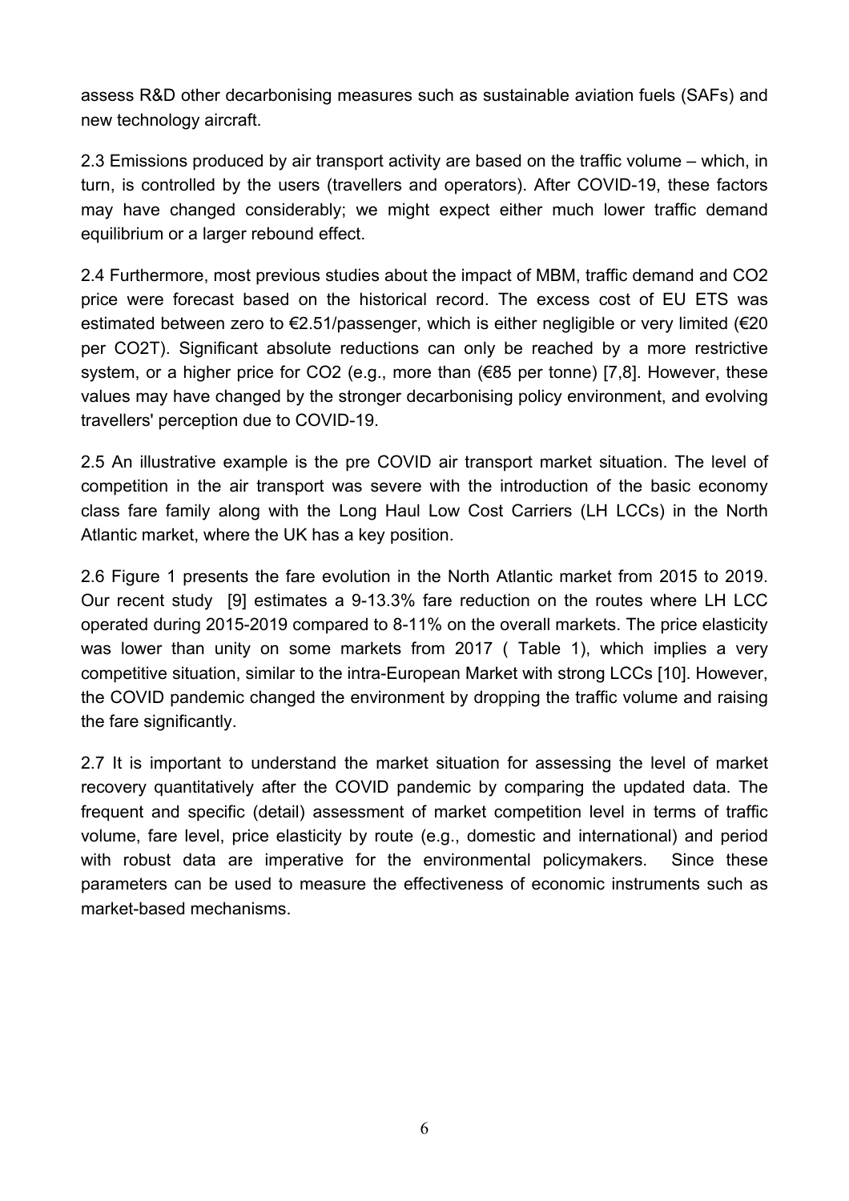assess R&D other decarbonising measures such as sustainable aviation fuels (SAFs) and new technology aircraft.

2.3 Emissions produced by air transport activity are based on the traffic volume – which, in turn, is controlled by the users (travellers and operators). After COVID-19, these factors may have changed considerably; we might expect either much lower traffic demand equilibrium or a larger rebound effect.

2.4 Furthermore, most previous studies about the impact of MBM, traffic demand and CO2 price were forecast based on the historical record. The excess cost of EU ETS was estimated between zero to €2.51/passenger, which is either negligible or very limited (€20 per CO2T). Significant absolute reductions can only be reached by a more restrictive system, or a higher price for CO2 (e.g., more than (€85 per tonne) [7,8]. However, these values may have changed by the stronger decarbonising policy environment, and evolving travellers' perception due to COVID-19.

2.5 An illustrative example is the pre COVID air transport market situation. The level of competition in the air transport was severe with the introduction of the basic economy class fare family along with the Long Haul Low Cost Carriers (LH LCCs) in the North Atlantic market, where the UK has a key position.

2.6 Figure 1 presents the fare evolution in the North Atlantic market from 2015 to 2019. Our recent study [9] estimates a 9-13.3% fare reduction on the routes where LH LCC operated during 2015-2019 compared to 8-11% on the overall markets. The price elasticity was lower than unity on some markets from 2017 ( Table 1), which implies a very competitive situation, similar to the intra-European Market with strong LCCs [10]. However, the COVID pandemic changed the environment by dropping the traffic volume and raising the fare significantly.

2.7 It is important to understand the market situation for assessing the level of market recovery quantitatively after the COVID pandemic by comparing the updated data. The frequent and specific (detail) assessment of market competition level in terms of traffic volume, fare level, price elasticity by route (e.g., domestic and international) and period with robust data are imperative for the environmental policymakers. Since these parameters can be used to measure the effectiveness of economic instruments such as market-based mechanisms.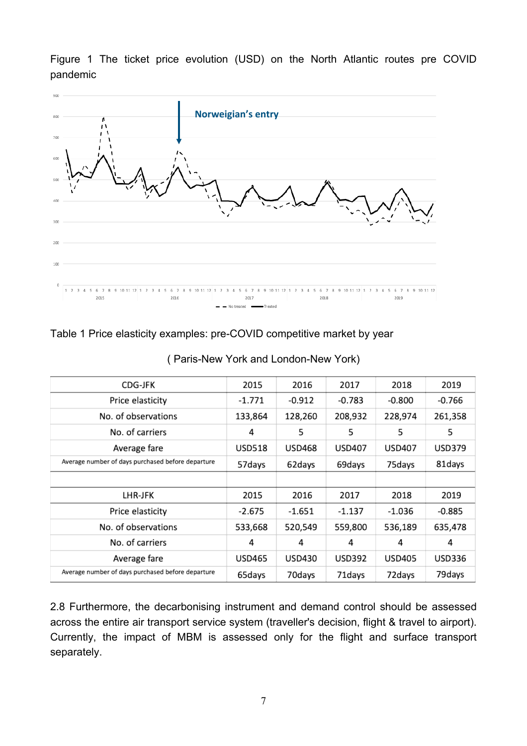Figure 1 The ticket price evolution (USD) on the North Atlantic routes pre COVID pandemic

Table 1 Price elasticity examples: pre-COVID competitive market by year

( Paris-New York and London-New York)

| CDG-JFK | 2015 | 2016 | 2017 | 2018 | 2019 |
|---|---|---|---|---|---|
| Price elasticity | -1.771 | -0.912 | -0.783 | -0.800 | -0.766 |
| No. of observations | 133,864 | 128,260 | 208,932 | 228,974 | 261,358 |
| No. of carriers | 4 | 5 | 5 | 5 | 5 |
| Average fare | USD518 | USD468 | USD407 | USD407 | USD379 |
| Average number of days purchased before departure | 57days | 62days | 69days | 75days | 81days |
| | | | | | |
| LHR-JFK | 2015 | 2016 | 2017 | 2018 | 2019 |
| Price elasticity | -2.675 | -1.651 | -1.137 | -1.036 | -0.885 |
| No. of observations | 533,668 | 520,549 | 559,800 | 536,189 | 635,478 |
| No. of carriers | 4 | 4 | 4 | 4 | 4 |
| Average fare | USD465 | USD430 | USD392 | USD405 | USD336 |
| Average number of days purchased before departure | 65days | 70days | 71days | 72days | 79days |

2.8 Furthermore, the decarbonising instrument and demand control should be assessed across the entire air transport service system (traveller's decision, flight & travel to airport). Currently, the impact of MBM is assessed only for the flight and surface transport separately.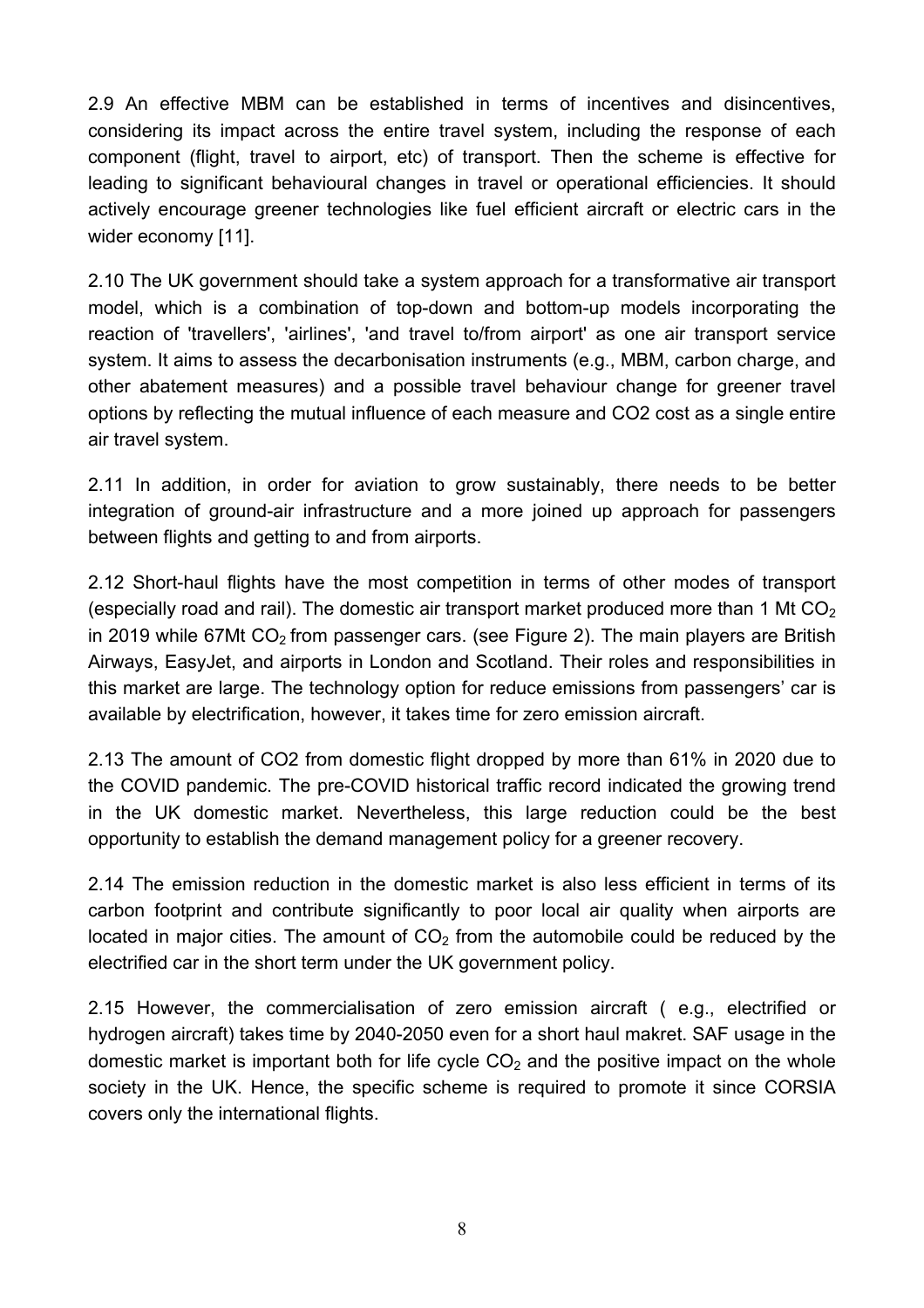2.9 An effective MBM can be established in terms of incentives and disincentives, considering its impact across the entire travel system, including the response of each component (flight, travel to airport, etc) of transport. Then the scheme is effective for leading to significant behavioural changes in travel or operational efficiencies. It should actively encourage greener technologies like fuel efficient aircraft or electric cars in the wider economy [11].

2.10 The UK government should take a system approach for a transformative air transport model, which is a combination of top-down and bottom-up models incorporating the reaction of 'travellers', 'airlines', 'and travel to/from airport' as one air transport service system. It aims to assess the decarbonisation instruments (e.g., MBM, carbon charge, and other abatement measures) and a possible travel behaviour change for greener travel options by reflecting the mutual influence of each measure and CO2 cost as a single entire air travel system.

2.11 In addition, in order for aviation to grow sustainably, there needs to be better integration of ground-air infrastructure and a more joined up approach for passengers between flights and getting to and from airports.

2.12 Short-haul flights have the most competition in terms of other modes of transport (especially road and rail). The domestic air transport market produced more than 1 Mt $CO_2$ in 2019 while 67Mt $CO_2$ from passenger cars. (see Figure 2). The main players are British Airways, EasyJet, and airports in London and Scotland. Their roles and responsibilities in this market are large. The technology option for reduce emissions from passengers' car is available by electrification, however, it takes time for zero emission aircraft.

2.13 The amount of CO2 from domestic flight dropped by more than 61% in 2020 due to the COVID pandemic. The pre-COVID historical traffic record indicated the growing trend in the UK domestic market. Nevertheless, this large reduction could be the best opportunity to establish the demand management policy for a greener recovery.

2.14 The emission reduction in the domestic market is also less efficient in terms of its carbon footprint and contribute significantly to poor local air quality when airports are located in major cities. The amount of $CO_2$ from the automobile could be reduced by the electrified car in the short term under the UK government policy.

2.15 However, the commercialisation of zero emission aircraft ( e.g., electrified or hydrogen aircraft) takes time by 2040-2050 even for a short haul makret. SAF usage in the domestic market is important both for life cycle $CO_2$ and the positive impact on the whole society in the UK. Hence, the specific scheme is required to promote it since CORSIA covers only the international flights.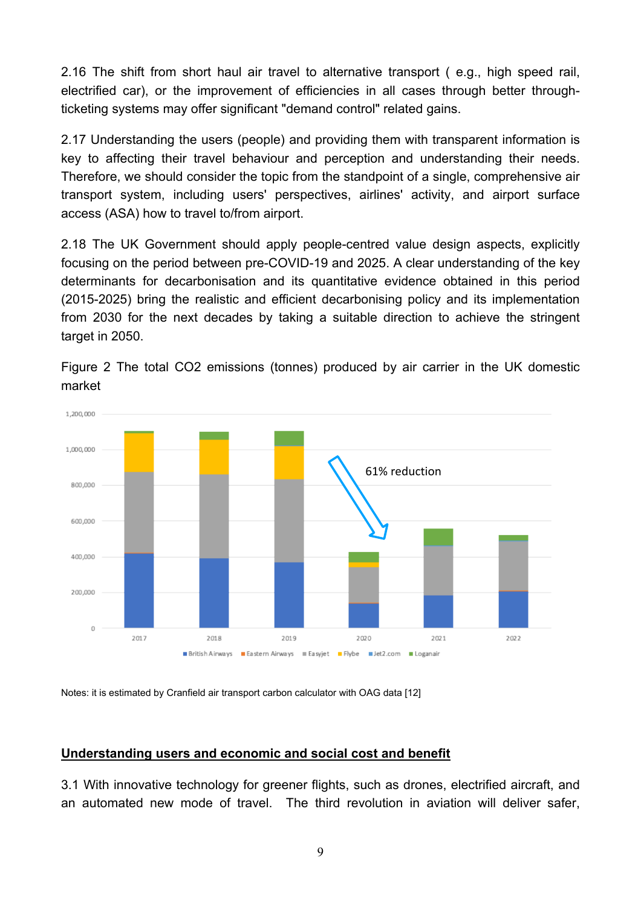2.16 The shift from short haul air travel to alternative transport ( e.g., high speed rail, electrified car), or the improvement of efficiencies in all cases through better through-ticketing systems may offer significant "demand control" related gains.

2.17 Understanding the users (people) and providing them with transparent information is key to affecting their travel behaviour and perception and understanding their needs. Therefore, we should consider the topic from the standpoint of a single, comprehensive air transport system, including users' perspectives, airlines' activity, and airport surface access (ASA) how to travel to/from airport.

2.18 The UK Government should apply people-centred value design aspects, explicitly focusing on the period between pre-COVID-19 and 2025. A clear understanding of the key determinants for decarbonisation and its quantitative evidence obtained in this period (2015-2025) bring the realistic and efficient decarbonising policy and its implementation from 2030 for the next decades by taking a suitable direction to achieve the stringent target in 2050.

Figure 2 The total CO2 emissions (tonnes) produced by air carrier in the UK domestic market

Notes: it is estimated by Cranfield air transport carbon calculator with OAG data [12]

## Understanding users and economic and social cost and benefit

3.1 With innovative technology for greener flights, such as drones, electrified aircraft, and an automated new mode of travel. The third revolution in aviation will deliver safer,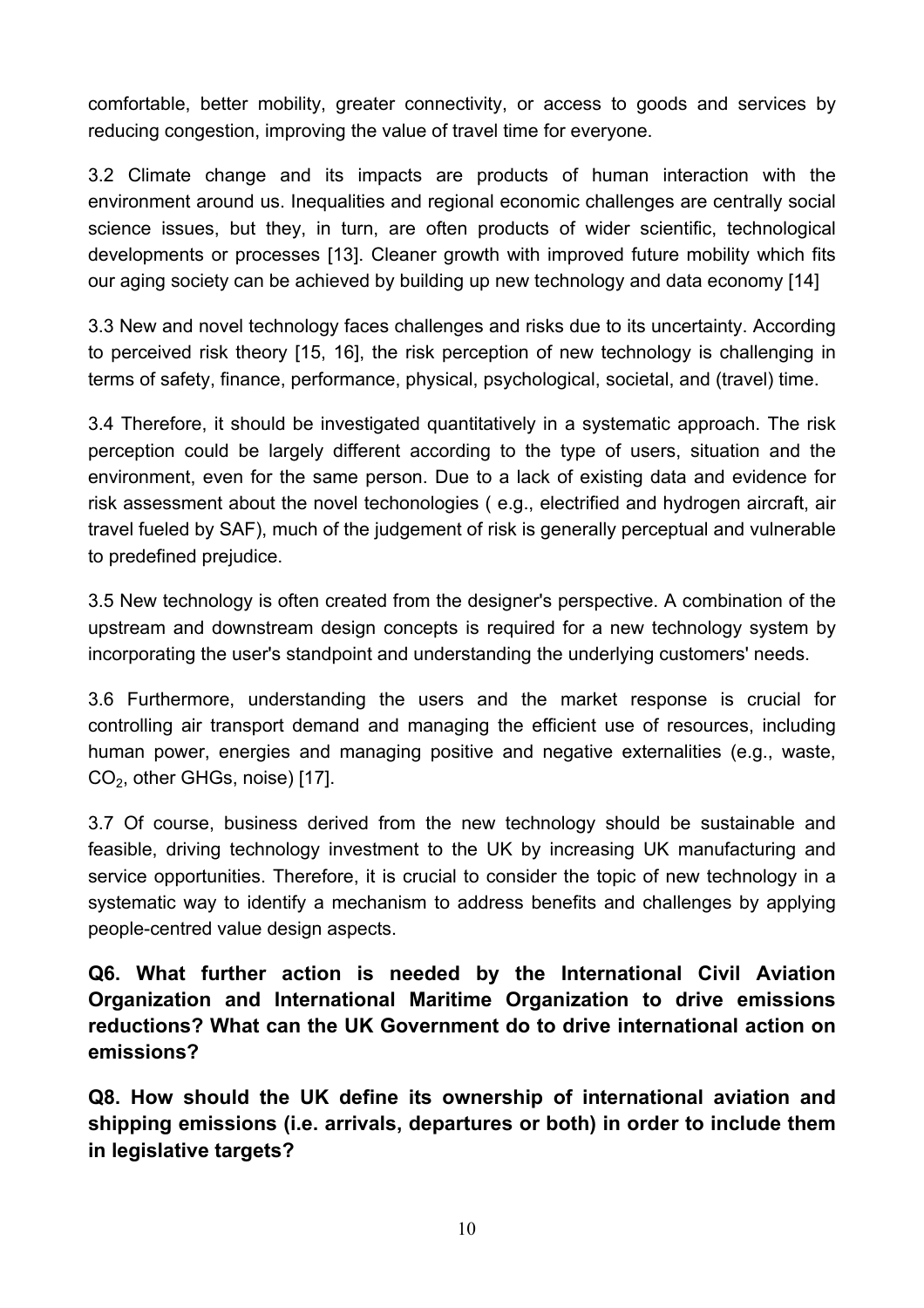comfortable, better mobility, greater connectivity, or access to goods and services by reducing congestion, improving the value of travel time for everyone.

3.2 Climate change and its impacts are products of human interaction with the environment around us. Inequalities and regional economic challenges are centrally social science issues, but they, in turn, are often products of wider scientific, technological developments or processes [13]. Cleaner growth with improved future mobility which fits our aging society can be achieved by building up new technology and data economy [14]

3.3 New and novel technology faces challenges and risks due to its uncertainty. According to perceived risk theory [15, 16], the risk perception of new technology is challenging in terms of safety, finance, performance, physical, psychological, societal, and (travel) time.

3.4 Therefore, it should be investigated quantitatively in a systematic approach. The risk perception could be largely different according to the type of users, situation and the environment, even for the same person. Due to a lack of existing data and evidence for risk assessment about the novel techonologies ( e.g., electrified and hydrogen aircraft, air travel fueled by SAF), much of the judgement of risk is generally perceptual and vulnerable to predefined prejudice.

3.5 New technology is often created from the designer's perspective. A combination of the upstream and downstream design concepts is required for a new technology system by incorporating the user's standpoint and understanding the underlying customers' needs.

3.6 Furthermore, understanding the users and the market response is crucial for controlling air transport demand and managing the efficient use of resources, including human power, energies and managing positive and negative externalities (e.g., waste, $CO_2$, other GHGs, noise) [17].

3.7 Of course, business derived from the new technology should be sustainable and feasible, driving technology investment to the UK by increasing UK manufacturing and service opportunities. Therefore, it is crucial to consider the topic of new technology in a systematic way to identify a mechanism to address benefits and challenges by applying people-centred value design aspects.

**Q6. What further action is needed by the International Civil Aviation Organization and International Maritime Organization to drive emissions reductions? What can the UK Government do to drive international action on emissions?**

**Q8. How should the UK define its ownership of international aviation and shipping emissions (i.e. arrivals, departures or both) in order to include them in legislative targets?**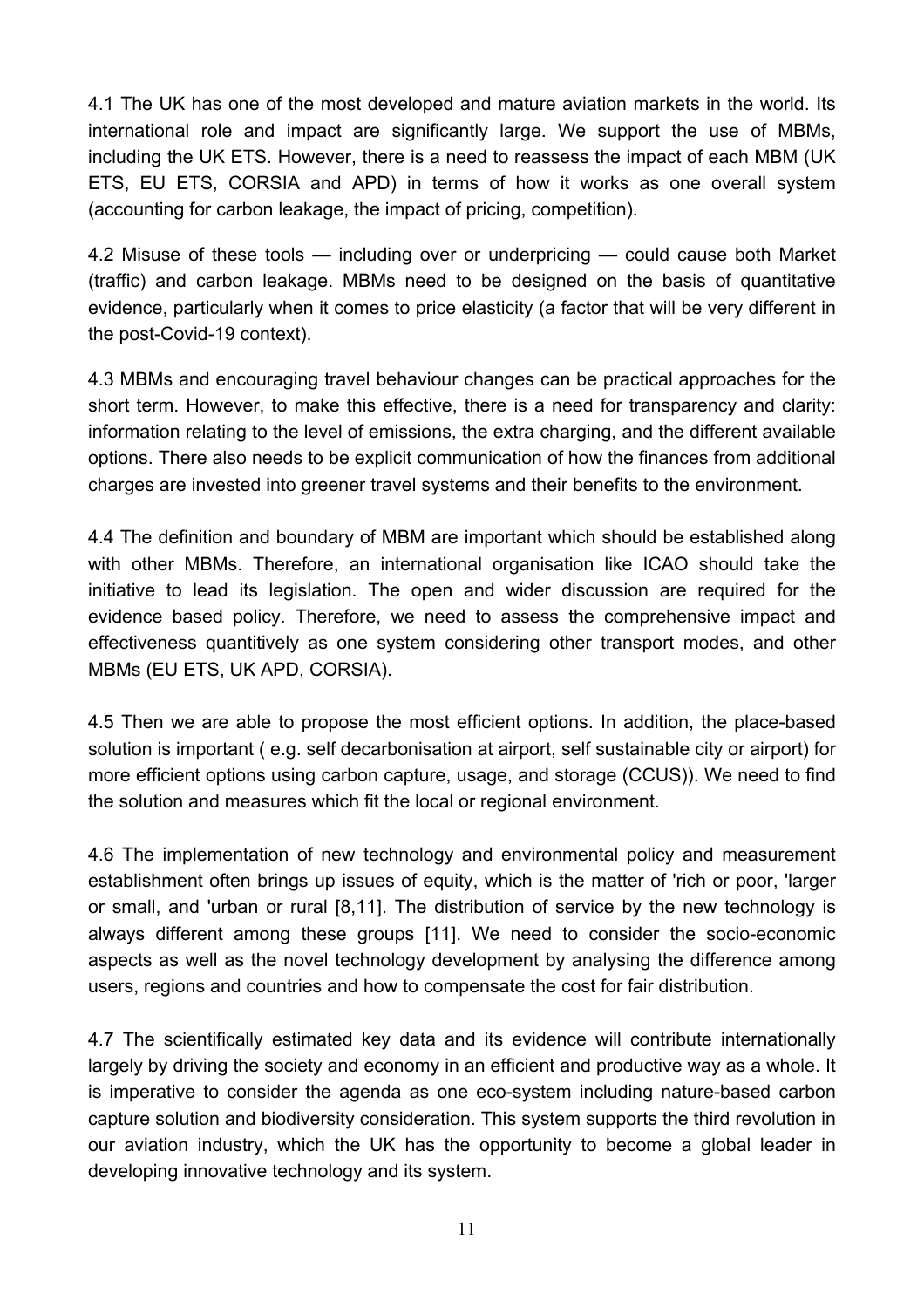4.1 The UK has one of the most developed and mature aviation markets in the world. Its international role and impact are significantly large. We support the use of MBMs, including the UK ETS. However, there is a need to reassess the impact of each MBM (UK ETS, EU ETS, CORSIA and APD) in terms of how it works as one overall system (accounting for carbon leakage, the impact of pricing, competition).

4.2 Misuse of these tools — including over or underpricing — could cause both Market (traffic) and carbon leakage. MBMs need to be designed on the basis of quantitative evidence, particularly when it comes to price elasticity (a factor that will be very different in the post-Covid-19 context).

4.3 MBMs and encouraging travel behaviour changes can be practical approaches for the short term. However, to make this effective, there is a need for transparency and clarity: information relating to the level of emissions, the extra charging, and the different available options. There also needs to be explicit communication of how the finances from additional charges are invested into greener travel systems and their benefits to the environment.

4.4 The definition and boundary of MBM are important which should be established along with other MBMs. Therefore, an international organisation like ICAO should take the initiative to lead its legislation. The open and wider discussion are required for the evidence based policy. Therefore, we need to assess the comprehensive impact and effectiveness quantitively as one system considering other transport modes, and other MBMs (EU ETS, UK APD, CORSIA).

4.5 Then we are able to propose the most efficient options. In addition, the place-based solution is important ( e.g. self decarbonisation at airport, self sustainable city or airport) for more efficient options using carbon capture, usage, and storage (CCUS)). We need to find the solution and measures which fit the local or regional environment.

4.6 The implementation of new technology and environmental policy and measurement establishment often brings up issues of equity, which is the matter of 'rich or poor, 'larger or small, and 'urban or rural [8,11]. The distribution of service by the new technology is always different among these groups [11]. We need to consider the socio-economic aspects as well as the novel technology development by analysing the difference among users, regions and countries and how to compensate the cost for fair distribution.

4.7 The scientifically estimated key data and its evidence will contribute internationally largely by driving the society and economy in an efficient and productive way as a whole. It is imperative to consider the agenda as one eco-system including nature-based carbon capture solution and biodiversity consideration. This system supports the third revolution in our aviation industry, which the UK has the opportunity to become a global leader in developing innovative technology and its system.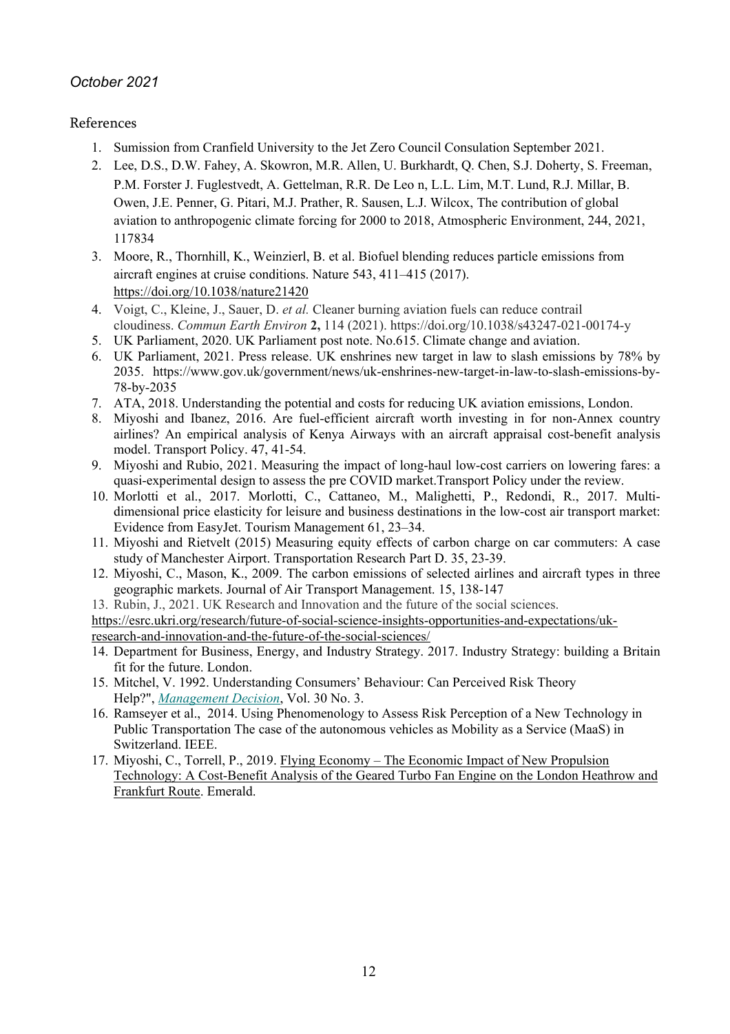*October 2021*

References

1. Sumission from Cranfield University to the Jet Zero Council Consulation September 2021.
2. Lee, D.S., D.W. Fahey, A. Skowron, M.R. Allen, U. Burkhardt, Q. Chen, S.J. Doherty, S. Freeman, P.M. Forster J. Fuglestvedt, A. Gettelman, R.R. De Leo n, L.L. Lim, M.T. Lund, R.J. Millar, B. Owen, J.E. Penner, G. Pitari, M.J. Prather, R. Sausen, L.J. Wilcox, The contribution of global aviation to anthropogenic climate forcing for 2000 to 2018, Atmospheric Environment, 244, 2021, 117834
3. Moore, R., Thornhill, K., Weinzierl, B. et al. Biofuel blending reduces particle emissions from aircraft engines at cruise conditions. Nature 543, 411–415 (2017). https://doi.org/10.1038/nature21420
4. Voigt, C., Kleine, J., Sauer, D. *et al.* Cleaner burning aviation fuels can reduce contrail cloudiness. *Commun Earth Environ* **2,** 114 (2021). https://doi.org/10.1038/s43247-021-00174-y
5. UK Parliament, 2020. UK Parliament post note. No.615. Climate change and aviation.
6. UK Parliament, 2021. Press release. UK enshrines new target in law to slash emissions by 78% by 2035. https://www.gov.uk/government/news/uk-enshrines-new-target-in-law-to-slash-emissions-by-78-by-2035
7. ATA, 2018. Understanding the potential and costs for reducing UK aviation emissions, London.
8. Miyoshi and Ibanez, 2016. Are fuel-efficient aircraft worth investing in for non-Annex country airlines? An empirical analysis of Kenya Airways with an aircraft appraisal cost-benefit analysis model. Transport Policy. 47, 41-54.
9. Miyoshi and Rubio, 2021. Measuring the impact of long-haul low-cost carriers on lowering fares: a quasi-experimental design to assess the pre COVID market.Transport Policy under the review.
10. Morlotti et al., 2017. Morlotti, C., Cattaneo, M., Malighetti, P., Redondi, R., 2017. Multi-dimensional price elasticity for leisure and business destinations in the low-cost air transport market: Evidence from EasyJet. Tourism Management 61, 23–34.
11. Miyoshi and Rietvelt (2015) Measuring equity effects of carbon charge on car commuters: A case study of Manchester Airport. Transportation Research Part D. 35, 23-39.
12. Miyoshi, C., Mason, K., 2009. The carbon emissions of selected airlines and aircraft types in three geographic markets. Journal of Air Transport Management. 15, 138-147
13. Rubin, J., 2021. UK Research and Innovation and the future of the social sciences. https://esrc.ukri.org/research/future-of-social-science-insights-opportunities-and-expectations/uk-research-and-innovation-and-the-future-of-the-social-sciences/
14. Department for Business, Energy, and Industry Strategy. 2017. Industry Strategy: building a Britain fit for the future. London.
15. Mitchel, V. 1992. Understanding Consumers' Behaviour: Can Perceived Risk Theory Help?", *Management Decision*, Vol. 30 No. 3.
16. Ramseyer et al., 2014. Using Phenomenology to Assess Risk Perception of a New Technology in Public Transportation The case of the autonomous vehicles as Mobility as a Service (MaaS) in Switzerland. IEEE.
17. Miyoshi, C., Torrell, P., 2019. Flying Economy – The Economic Impact of New Propulsion Technology: A Cost-Benefit Analysis of the Geared Turbo Fan Engine on the London Heathrow and Frankfurt Route. Emerald.